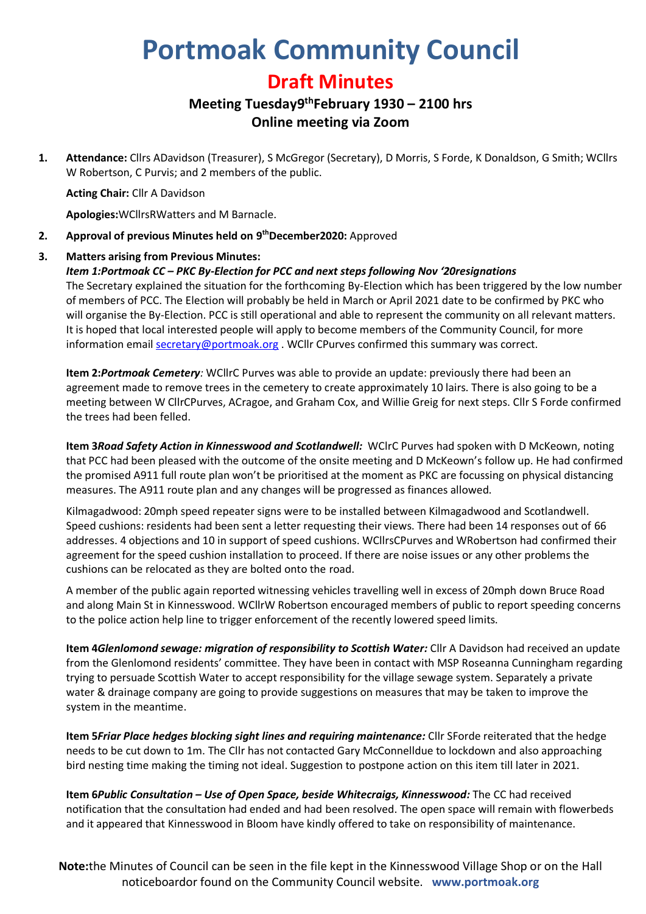# Portmoak Community Council

## Draft Minutes

### Meeting Tuesday 9th February 1930 – 2100 hrs
### Online meeting via Zoom

1. **Attendance:** Cllrs ADavidson (Treasurer), S McGregor (Secretary), D Morris, S Forde, K Donaldson, G Smith; WCllrs W Robertson, C Purvis; and 2 members of the public.

   **Acting Chair:** Cllr A Davidson

   **Apologies:** WCllrs RWatters and M Barnacle.

2. **Approval of previous Minutes held on 9th December 2020:** Approved

3. **Matters arising from Previous Minutes:**

   ***Item 1: Portmoak CC – PKC By-Election for PCC and next steps following Nov '20 resignations***

   The Secretary explained the situation for the forthcoming By-Election which has been triggered by the low number of members of PCC. The Election will probably be held in March or April 2021 date to be confirmed by PKC who will organise the By-Election. PCC is still operational and able to represent the community on all relevant matters. It is hoped that local interested people will apply to become members of the Community Council, for more information email secretary@portmoak.org . WCllr CPurves confirmed this summary was correct.

   **Item 2:** ***Portmoak Cemetery****:* WCllrC Purves was able to provide an update: previously there had been an agreement made to remove trees in the cemetery to create approximately 10 lairs. There is also going to be a meeting between W CllrCPurves, ACragoe, and Graham Cox, and Willie Greig for next steps. Cllr S Forde confirmed the trees had been felled.

   **Item 3** ***Road Safety Action in Kinnesswood and Scotlandwell:*** WClrC Purves had spoken with D McKeown, noting that PCC had been pleased with the outcome of the onsite meeting and D McKeown's follow up. He had confirmed the promised A911 full route plan won't be prioritised at the moment as PKC are focussing on physical distancing measures. The A911 route plan and any changes will be progressed as finances allowed.

   Kilmagadwood: 20mph speed repeater signs were to be installed between Kilmagadwood and Scotlandwell. Speed cushions: residents had been sent a letter requesting their views. There had been 14 responses out of 66 addresses. 4 objections and 10 in support of speed cushions. WCllrsCPurves and WRobertson had confirmed their agreement for the speed cushion installation to proceed. If there are noise issues or any other problems the cushions can be relocated as they are bolted onto the road.

   A member of the public again reported witnessing vehicles travelling well in excess of 20mph down Bruce Road and along Main St in Kinnesswood. WCllrW Robertson encouraged members of public to report speeding concerns to the police action help line to trigger enforcement of the recently lowered speed limits.

   **Item 4** ***Glenlomond sewage: migration of responsibility to Scottish Water:*** Cllr A Davidson had received an update from the Glenlomond residents' committee. They have been in contact with MSP Roseanna Cunningham regarding trying to persuade Scottish Water to accept responsibility for the village sewage system. Separately a private water & drainage company are going to provide suggestions on measures that may be taken to improve the system in the meantime.

   **Item 5** ***Friar Place hedges blocking sight lines and requiring maintenance:*** Cllr SForde reiterated that the hedge needs to be cut down to 1m. The Cllr has not contacted Gary McConnelldue to lockdown and also approaching bird nesting time making the timing not ideal. Suggestion to postpone action on this item till later in 2021.

   **Item 6** ***Public Consultation – Use of Open Space, beside Whitecraigs, Kinnesswood:*** The CC had received notification that the consultation had ended and had been resolved. The open space will remain with flowerbeds and it appeared that Kinnesswood in Bloom have kindly offered to take on responsibility of maintenance.

**Note:** the Minutes of Council can be seen in the file kept in the Kinnesswood Village Shop or on the Hall noticeboardor found on the Community Council website. **www.portmoak.org**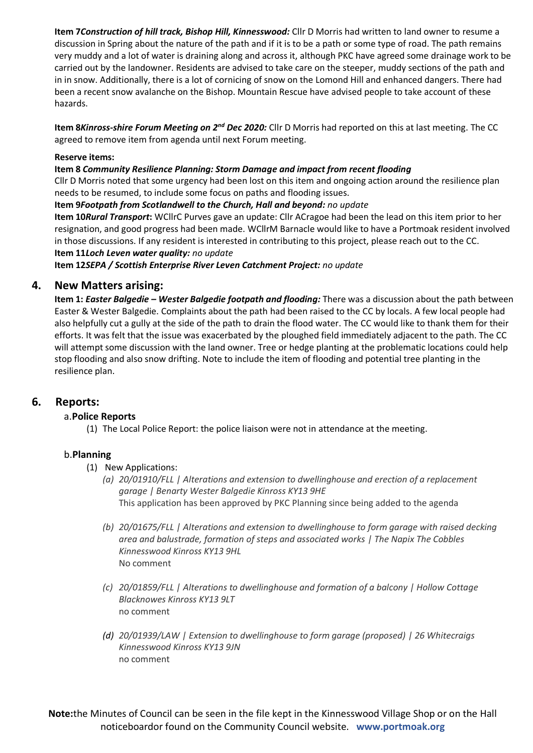**Item 7** ***Construction of hill track, Bishop Hill, Kinnesswood:*** Cllr D Morris had written to land owner to resume a discussion in Spring about the nature of the path and if it is to be a path or some type of road. The path remains very muddy and a lot of water is draining along and across it, although PKC have agreed some drainage work to be carried out by the landowner. Residents are advised to take care on the steeper, muddy sections of the path and in in snow. Additionally, there is a lot of cornicing of snow on the Lomond Hill and enhanced dangers. There had been a recent snow avalanche on the Bishop. Mountain Rescue have advised people to take account of these hazards.

**Item 8** ***Kinross-shire Forum Meeting on 2nd Dec 2020:*** Cllr D Morris had reported on this at last meeting. The CC agreed to remove item from agenda until next Forum meeting.

**Reserve items:**

**Item 8** ***Community Resilience Planning: Storm Damage and impact from recent flooding***
Cllr D Morris noted that some urgency had been lost on this item and ongoing action around the resilience plan needs to be resumed, to include some focus on paths and flooding issues.

**Item 9** ***Footpath from Scotlandwell to the Church, Hall and beyond:*** *no update*

**Item 10** ***Rural Transport*****:** WCllrC Purves gave an update: Cllr ACragoe had been the lead on this item prior to her resignation, and good progress had been made. WCllrM Barnacle would like to have a Portmoak resident involved in those discussions. If any resident is interested in contributing to this project, please reach out to the CC.

**Item 11** ***Loch Leven water quality:*** *no update*

**Item 12** ***SEPA / Scottish Enterprise River Leven Catchment Project:*** *no update*

## 4. New Matters arising:

**Item 1:** ***Easter Balgedie – Wester Balgedie footpath and flooding:*** There was a discussion about the path between Easter & Wester Balgedie. Complaints about the path had been raised to the CC by locals. A few local people had also helpfully cut a gully at the side of the path to drain the flood water. The CC would like to thank them for their efforts. It was felt that the issue was exacerbated by the ploughed field immediately adjacent to the path. The CC will attempt some discussion with the land owner. Tree or hedge planting at the problematic locations could help stop flooding and also snow drifting. Note to include the item of flooding and potential tree planting in the resilience plan.

## 6. Reports:

### a. Police Reports

(1) The Local Police Report: the police liaison were not in attendance at the meeting.

### b. Planning

(1) New Applications:

(a) *20/01910/FLL | Alterations and extension to dwellinghouse and erection of a replacement garage | Benarty Wester Balgedie Kinross KY13 9HE*
This application has been approved by PKC Planning since being added to the agenda

(b) *20/01675/FLL | Alterations and extension to dwellinghouse to form garage with raised decking area and balustrade, formation of steps and associated works | The Napix The Cobbles Kinnesswood Kinross KY13 9HL*
No comment

(c) *20/01859/FLL | Alterations to dwellinghouse and formation of a balcony | Hollow Cottage Blacknowes Kinross KY13 9LT*
no comment

(d) *20/01939/LAW | Extension to dwellinghouse to form garage (proposed) | 26 Whitecraigs Kinnesswood Kinross KY13 9JN*
no comment

**Note:** the Minutes of Council can be seen in the file kept in the Kinnesswood Village Shop or on the Hall noticeboardor found on the Community Council website. **www.portmoak.org**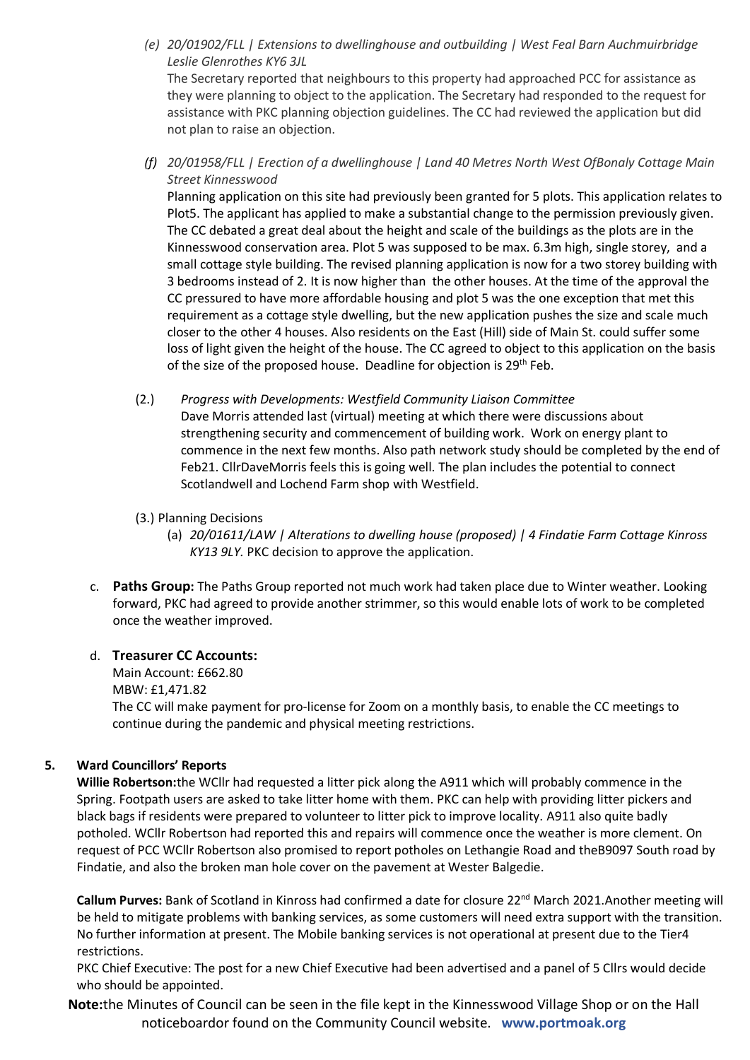*(e) 20/01902/FLL | Extensions to dwellinghouse and outbuilding | West Feal Barn Auchmuirbridge Leslie Glenrothes KY6 3JL*

The Secretary reported that neighbours to this property had approached PCC for assistance as they were planning to object to the application. The Secretary had responded to the request for assistance with PKC planning objection guidelines. The CC had reviewed the application but did not plan to raise an objection.

*(f) 20/01958/FLL | Erection of a dwellinghouse | Land 40 Metres North West OfBonaly Cottage Main Street Kinnesswood*

Planning application on this site had previously been granted for 5 plots. This application relates to Plot5. The applicant has applied to make a substantial change to the permission previously given. The CC debated a great deal about the height and scale of the buildings as the plots are in the Kinnesswood conservation area. Plot 5 was supposed to be max. 6.3m high, single storey, and a small cottage style building. The revised planning application is now for a two storey building with 3 bedrooms instead of 2. It is now higher than the other houses. At the time of the approval the CC pressured to have more affordable housing and plot 5 was the one exception that met this requirement as a cottage style dwelling, but the new application pushes the size and scale much closer to the other 4 houses. Also residents on the East (Hill) side of Main St. could suffer some loss of light given the height of the house. The CC agreed to object to this application on the basis of the size of the proposed house. Deadline for objection is 29th Feb.

(2.) *Progress with Developments: Westfield Community Liaison Committee*

Dave Morris attended last (virtual) meeting at which there were discussions about strengthening security and commencement of building work. Work on energy plant to commence in the next few months. Also path network study should be completed by the end of Feb21. CllrDaveMorris feels this is going well. The plan includes the potential to connect Scotlandwell and Lochend Farm shop with Westfield.

(3.) Planning Decisions

(a) *20/01611/LAW | Alterations to dwelling house (proposed) | 4 Findatie Farm Cottage Kinross KY13 9LY.* PKC decision to approve the application.

c. **Paths Group:** The Paths Group reported not much work had taken place due to Winter weather. Looking forward, PKC had agreed to provide another strimmer, so this would enable lots of work to be completed once the weather improved.

d. **Treasurer CC Accounts:**

Main Account: £662.80
MBW: £1,471.82
The CC will make payment for pro-license for Zoom on a monthly basis, to enable the CC meetings to continue during the pandemic and physical meeting restrictions.

**5. Ward Councillors' Reports**

**Willie Robertson:**the WCllr had requested a litter pick along the A911 which will probably commence in the Spring. Footpath users are asked to take litter home with them. PKC can help with providing litter pickers and black bags if residents were prepared to volunteer to litter pick to improve locality. A911 also quite badly potholed. WCllr Robertson had reported this and repairs will commence once the weather is more clement. On request of PCC WCllr Robertson also promised to report potholes on Lethangie Road and theB9097 South road by Findatie, and also the broken man hole cover on the pavement at Wester Balgedie.

**Callum Purves:** Bank of Scotland in Kinross had confirmed a date for closure 22nd March 2021.Another meeting will be held to mitigate problems with banking services, as some customers will need extra support with the transition. No further information at present. The Mobile banking services is not operational at present due to the Tier4 restrictions.

PKC Chief Executive: The post for a new Chief Executive had been advertised and a panel of 5 Cllrs would decide who should be appointed.

**Note:**the Minutes of Council can be seen in the file kept in the Kinnesswood Village Shop or on the Hall noticeboardor found on the Community Council website. **www.portmoak.org**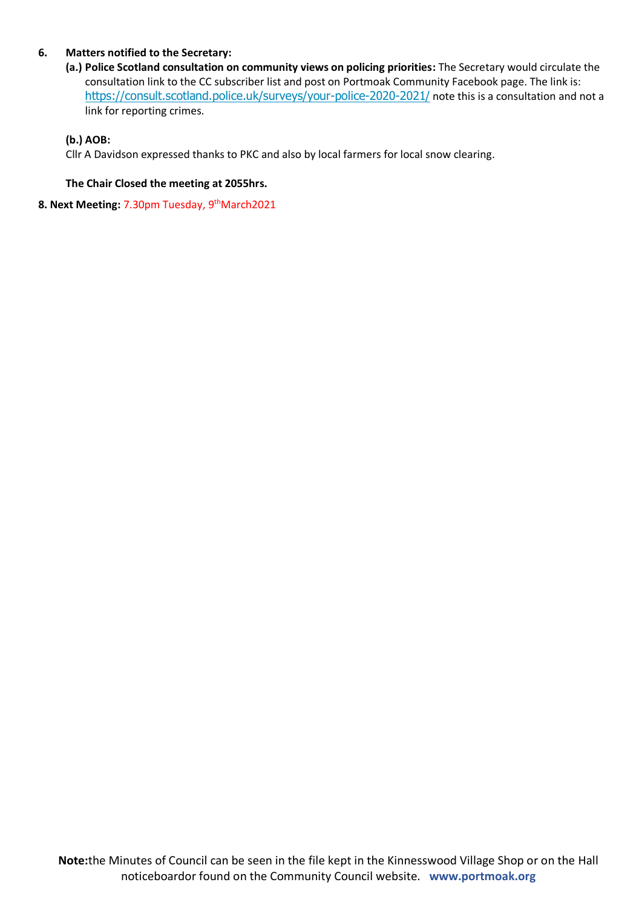6. **Matters notified to the Secretary:**

   **(a.) Police Scotland consultation on community views on policing priorities:** The Secretary would circulate the consultation link to the CC subscriber list and post on Portmoak Community Facebook page. The link is: https://consult.scotland.police.uk/surveys/your-police-2020-2021/ note this is a consultation and not a link for reporting crimes.

   **(b.) AOB:**

   Cllr A Davidson expressed thanks to PKC and also by local farmers for local snow clearing.

   **The Chair Closed the meeting at 2055hrs.**

**8. Next Meeting:** 7.30pm Tuesday, 9thMarch2021

**Note:**the Minutes of Council can be seen in the file kept in the Kinnesswood Village Shop or on the Hall noticeboardor found on the Community Council website. **www.portmoak.org**